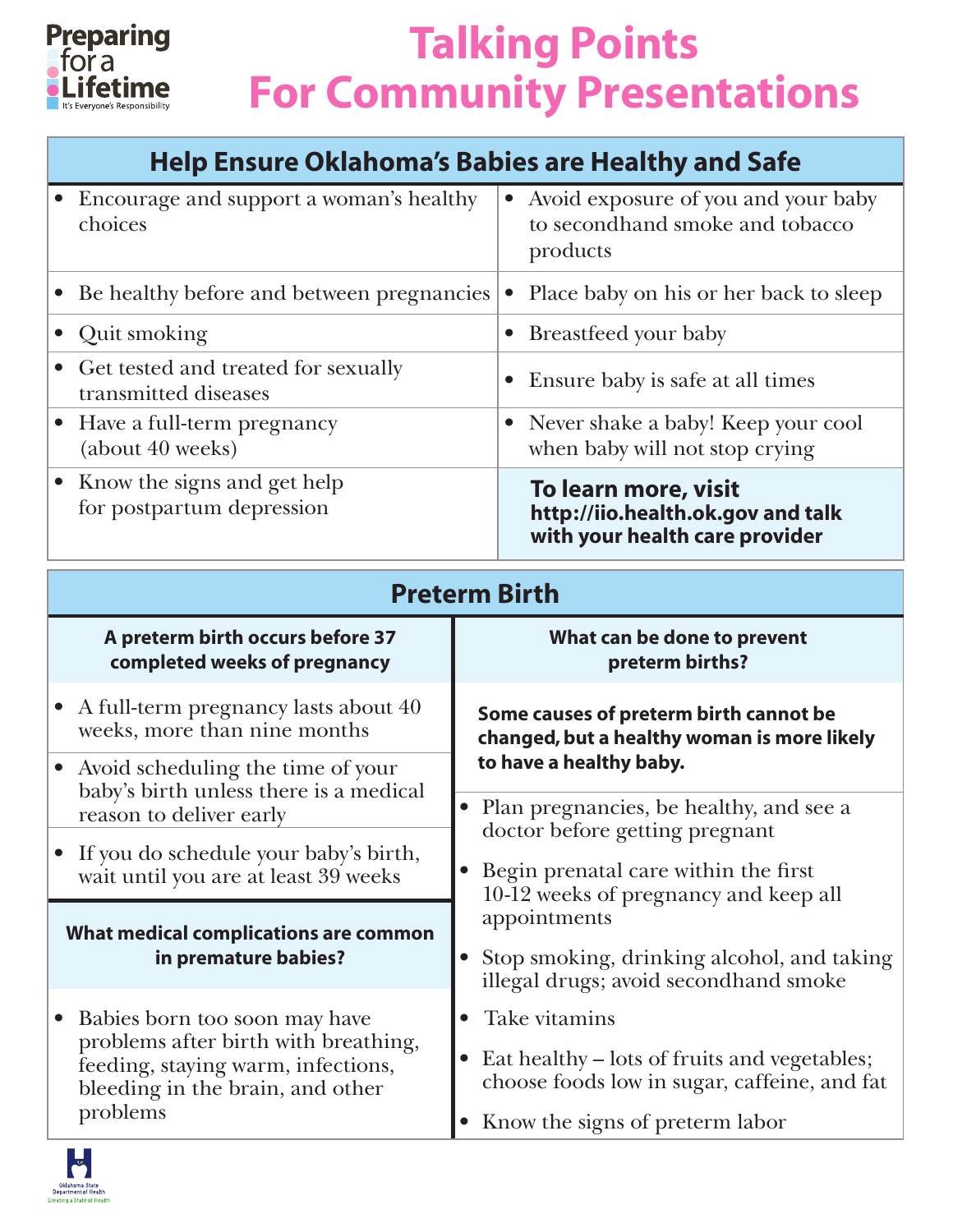Preparing for a Lifetime
It's Everyone's Responsibility

# Talking Points For Community Presentations

## Help Ensure Oklahoma's Babies are Healthy and Safe

- Encourage and support a woman's healthy choices
- Be healthy before and between pregnancies
- Quit smoking
- Get tested and treated for sexually transmitted diseases
- Have a full-term pregnancy (about 40 weeks)
- Know the signs and get help for postpartum depression
- Avoid exposure of you and your baby to secondhand smoke and tobacco products
- Place baby on his or her back to sleep
- Breastfeed your baby
- Ensure baby is safe at all times
- Never shake a baby! Keep your cool when baby will not stop crying

**To learn more, visit http://iio.health.ok.gov and talk with your health care provider**

## Preterm Birth

### A preterm birth occurs before 37 completed weeks of pregnancy

- A full-term pregnancy lasts about 40 weeks, more than nine months
- Avoid scheduling the time of your baby's birth unless there is a medical reason to deliver early
- If you do schedule your baby's birth, wait until you are at least 39 weeks

### What medical complications are common in premature babies?

- Babies born too soon may have problems after birth with breathing, feeding, staying warm, infections, bleeding in the brain, and other problems

### What can be done to prevent preterm births?

**Some causes of preterm birth cannot be changed, but a healthy woman is more likely to have a healthy baby.**

- Plan pregnancies, be healthy, and see a doctor before getting pregnant
- Begin prenatal care within the first 10-12 weeks of pregnancy and keep all appointments
- Stop smoking, drinking alcohol, and taking illegal drugs; avoid secondhand smoke
- Take vitamins
- Eat healthy – lots of fruits and vegetables; choose foods low in sugar, caffeine, and fat
- Know the signs of preterm labor

Oklahoma State Department of Health
Creating a State of Health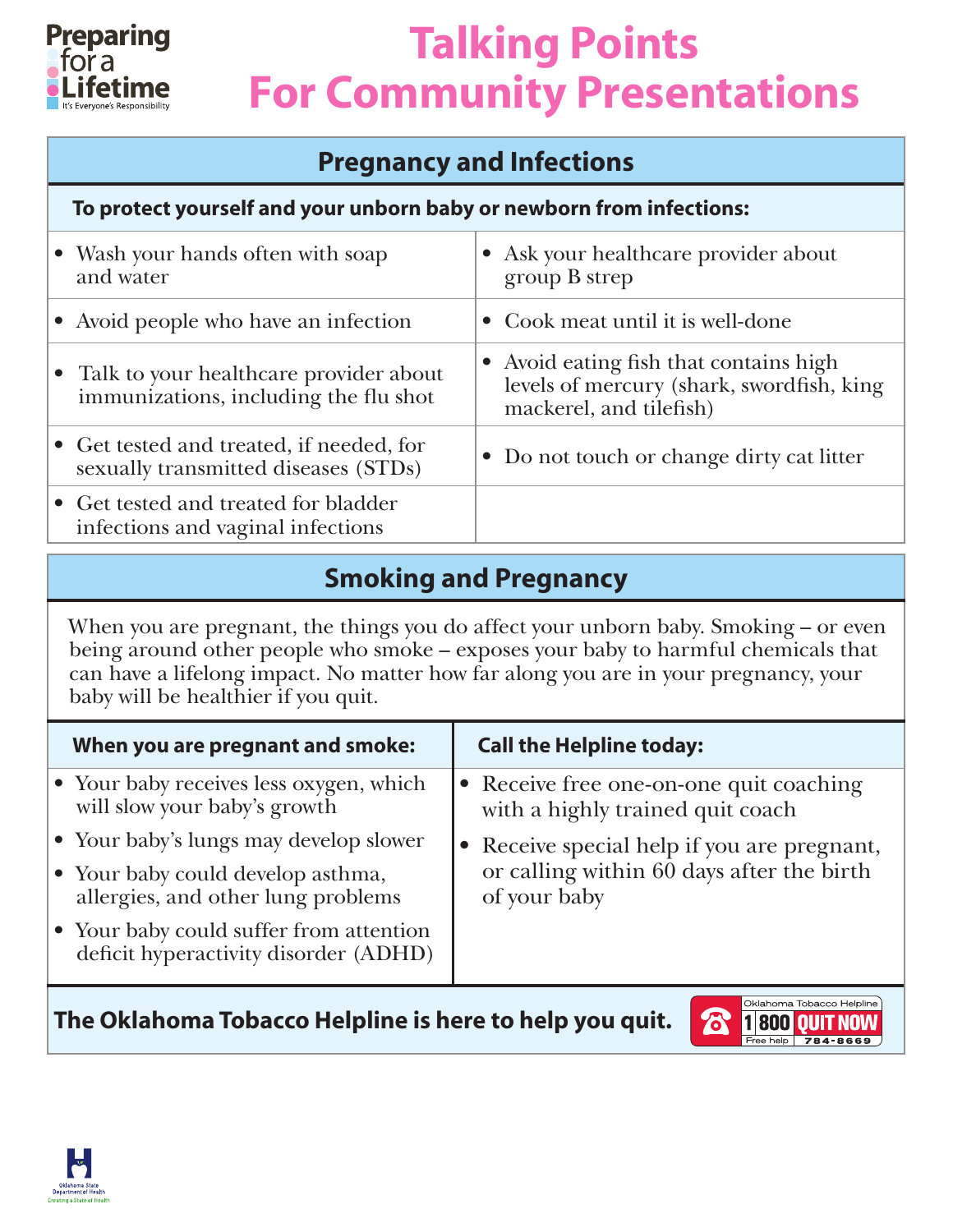Preparing for a Lifetime
It's Everyone's Responsibility

# Talking Points For Community Presentations

## Pregnancy and Infections

**To protect yourself and your unborn baby or newborn from infections:**

- Wash your hands often with soap and water
- Avoid people who have an infection
- Talk to your healthcare provider about immunizations, including the flu shot
- Get tested and treated, if needed, for sexually transmitted diseases (STDs)
- Get tested and treated for bladder infections and vaginal infections
- Ask your healthcare provider about group B strep
- Cook meat until it is well-done
- Avoid eating fish that contains high levels of mercury (shark, swordfish, king mackerel, and tilefish)
- Do not touch or change dirty cat litter

## Smoking and Pregnancy

When you are pregnant, the things you do affect your unborn baby. Smoking – or even being around other people who smoke – exposes your baby to harmful chemicals that can have a lifelong impact. No matter how far along you are in your pregnancy, your baby will be healthier if you quit.

**When you are pregnant and smoke:**

- Your baby receives less oxygen, which will slow your baby's growth
- Your baby's lungs may develop slower
- Your baby could develop asthma, allergies, and other lung problems
- Your baby could suffer from attention deficit hyperactivity disorder (ADHD)

**Call the Helpline today:**

- Receive free one-on-one quit coaching with a highly trained quit coach
- Receive special help if you are pregnant, or calling within 60 days after the birth of your baby

**The Oklahoma Tobacco Helpline is here to help you quit.**

Oklahoma Tobacco Helpline 1 800 QUIT NOW (784-8669) Free help

Oklahoma State Department of Health
Creating a State of Health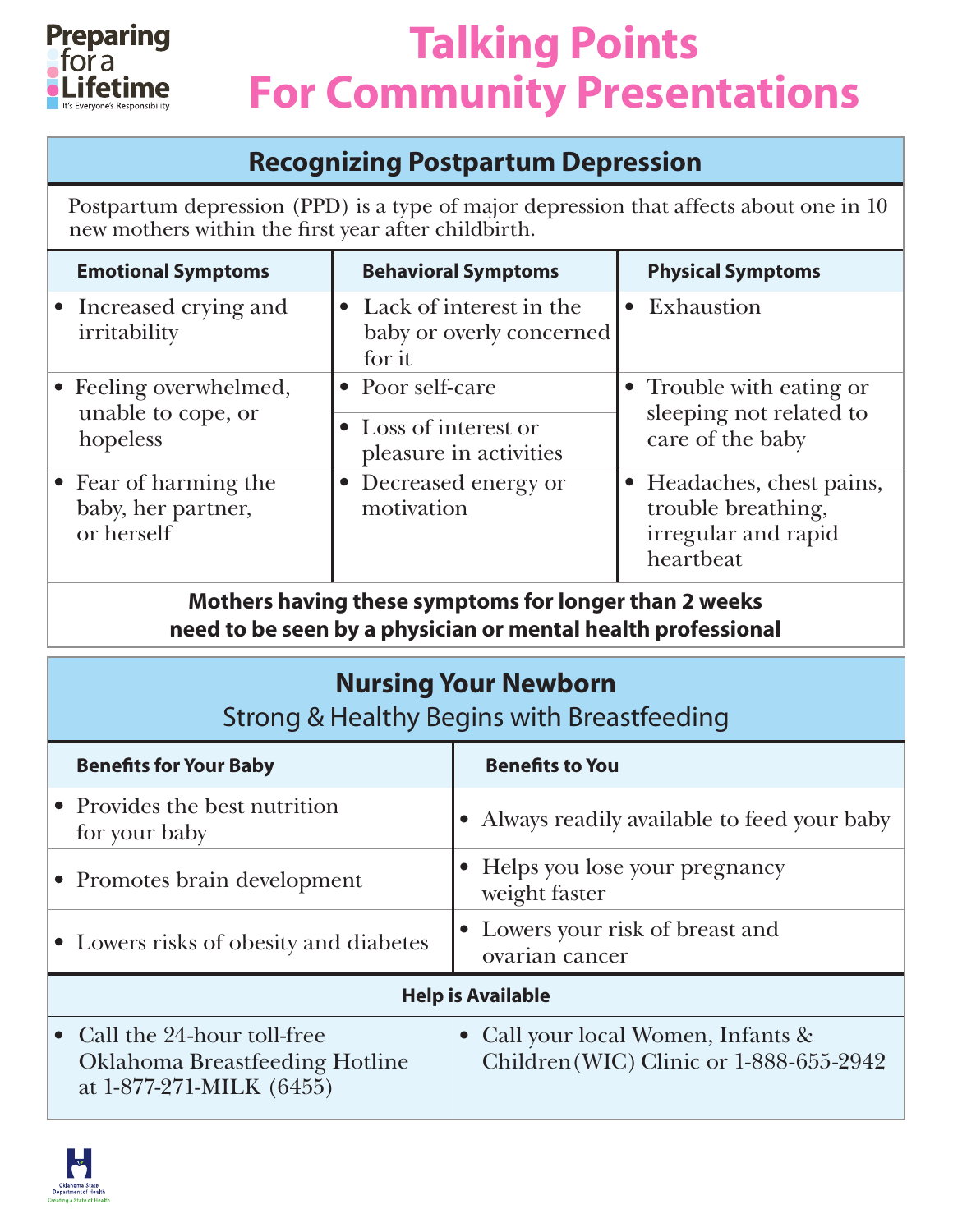Preparing for a Lifetime
It's Everyone's Responsibility

# Talking Points For Community Presentations

## Recognizing Postpartum Depression

Postpartum depression (PPD) is a type of major depression that affects about one in 10 new mothers within the first year after childbirth.

| Emotional Symptoms | Behavioral Symptoms | Physical Symptoms |
|---|---|---|
| • Increased crying and irritability | • Lack of interest in the baby or overly concerned for it | • Exhaustion |
| • Feeling overwhelmed, unable to cope, or hopeless | • Poor self-care<br>• Loss of interest or pleasure in activities | • Trouble with eating or sleeping not related to care of the baby |
| • Fear of harming the baby, her partner, or herself | • Decreased energy or motivation | • Headaches, chest pains, trouble breathing, irregular and rapid heartbeat |

**Mothers having these symptoms for longer than 2 weeks need to be seen by a physician or mental health professional**

## Nursing Your Newborn

Strong & Healthy Begins with Breastfeeding

| Benefits for Your Baby | Benefits to You |
|---|---|
| • Provides the best nutrition for your baby | • Always readily available to feed your baby |
| • Promotes brain development | • Helps you lose your pregnancy weight faster |
| • Lowers risks of obesity and diabetes | • Lowers your risk of breast and ovarian cancer |

**Help is Available**

- Call the 24-hour toll-free Oklahoma Breastfeeding Hotline at 1-877-271-MILK (6455)
- Call your local Women, Infants & Children (WIC) Clinic or 1-888-655-2942

Oklahoma State Department of Health
Creating a State of Health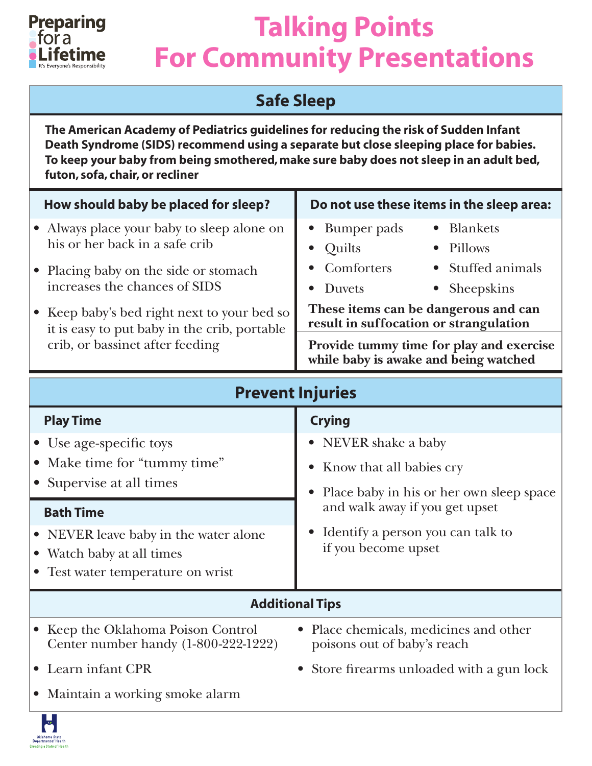Preparing for a Lifetime
It's Everyone's Responsibility

# Talking Points For Community Presentations

## Safe Sleep

**The American Academy of Pediatrics guidelines for reducing the risk of Sudden Infant Death Syndrome (SIDS) recommend using a separate but close sleeping place for babies. To keep your baby from being smothered, make sure baby does not sleep in an adult bed, futon, sofa, chair, or recliner**

### How should baby be placed for sleep?

- Always place your baby to sleep alone on his or her back in a safe crib
- Placing baby on the side or stomach increases the chances of SIDS
- Keep baby's bed right next to your bed so it is easy to put baby in the crib, portable crib, or bassinet after feeding

### Do not use these items in the sleep area:

- Bumper pads
- Quilts
- Comforters
- Duvets
- Blankets
- Pillows
- Stuffed animals
- Sheepskins

**These items can be dangerous and can result in suffocation or strangulation**

**Provide tummy time for play and exercise while baby is awake and being watched**

## Prevent Injuries

### Play Time

- Use age-specific toys
- Make time for "tummy time"
- Supervise at all times

### Bath Time

- NEVER leave baby in the water alone
- Watch baby at all times
- Test water temperature on wrist

### Crying

- NEVER shake a baby
- Know that all babies cry
- Place baby in his or her own sleep space and walk away if you get upset
- Identify a person you can talk to if you become upset

### Additional Tips

- Keep the Oklahoma Poison Control Center number handy (1-800-222-1222)
- Learn infant CPR
- Maintain a working smoke alarm
- Place chemicals, medicines and other poisons out of baby's reach
- Store firearms unloaded with a gun lock

Oklahoma State Department of Health
Creating a State of Health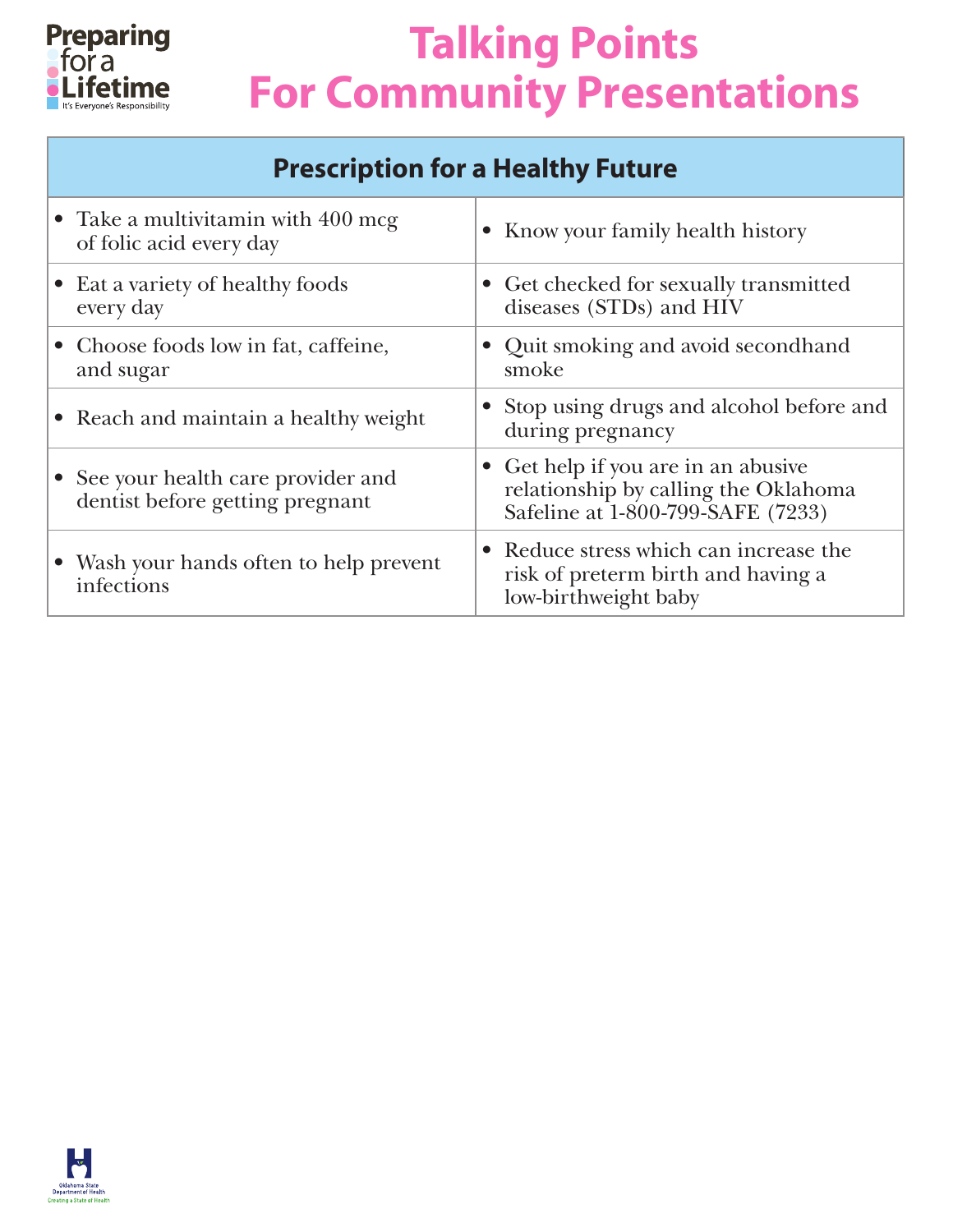# Talking Points For Community Presentations

| Prescription for a Healthy Future | |
|---|---|
| • Take a multivitamin with 400 mcg of folic acid every day | • Know your family health history |
| • Eat a variety of healthy foods every day | • Get checked for sexually transmitted diseases (STDs) and HIV |
| • Choose foods low in fat, caffeine, and sugar | • Quit smoking and avoid secondhand smoke |
| • Reach and maintain a healthy weight | • Stop using drugs and alcohol before and during pregnancy |
| • See your health care provider and dentist before getting pregnant | • Get help if you are in an abusive relationship by calling the Oklahoma Safeline at 1-800-799-SAFE (7233) |
| • Wash your hands often to help prevent infections | • Reduce stress which can increase the risk of preterm birth and having a low-birthweight baby |